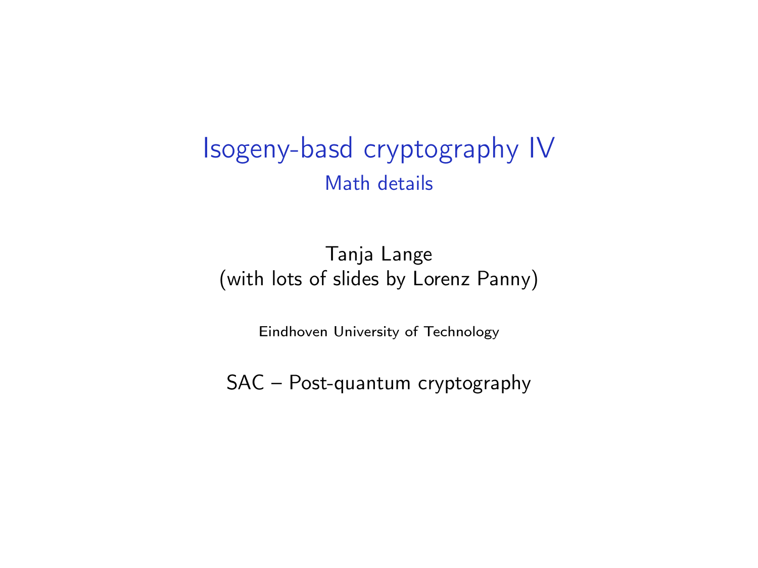# Isogeny-basd cryptography IV

## Math details

Tanja Lange
(with lots of slides by Lorenz Panny)

Eindhoven University of Technology

SAC – Post-quantum cryptography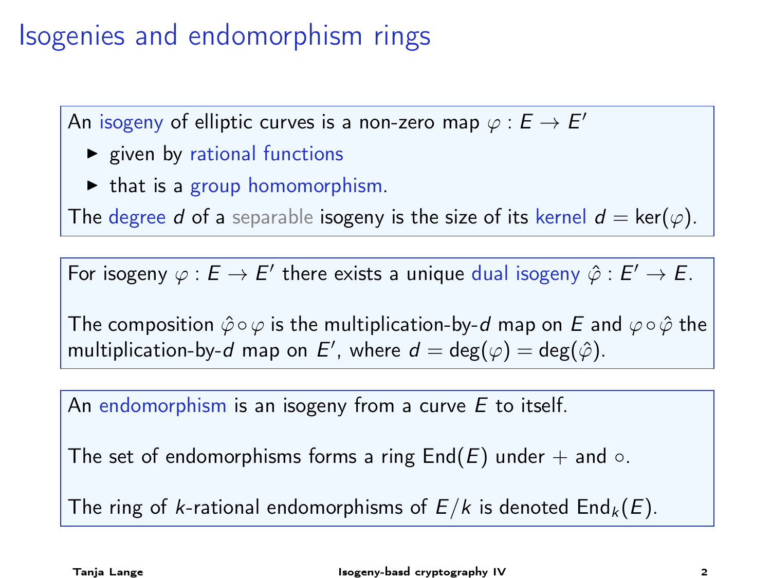# Isogenies and endomorphism rings

An isogeny of elliptic curves is a non-zero map $\varphi : E \to E'$

- given by rational functions
- that is a group homomorphism.

The degree $d$ of a separable isogeny is the size of its kernel $d = \ker(\varphi)$.

For isogeny $\varphi : E \to E'$ there exists a unique dual isogeny $\hat{\varphi} : E' \to E$.

The composition $\hat{\varphi} \circ \varphi$ is the multiplication-by-$d$ map on $E$ and $\varphi \circ \hat{\varphi}$ the multiplication-by-$d$ map on $E'$, where $d = \deg(\varphi) = \deg(\hat{\varphi})$.

An endomorphism is an isogeny from a curve $E$ to itself.

The set of endomorphisms forms a ring $\mathrm{End}(E)$ under $+$ and $\circ$.

The ring of $k$-rational endomorphisms of $E/k$ is denoted $\mathrm{End}_k(E)$.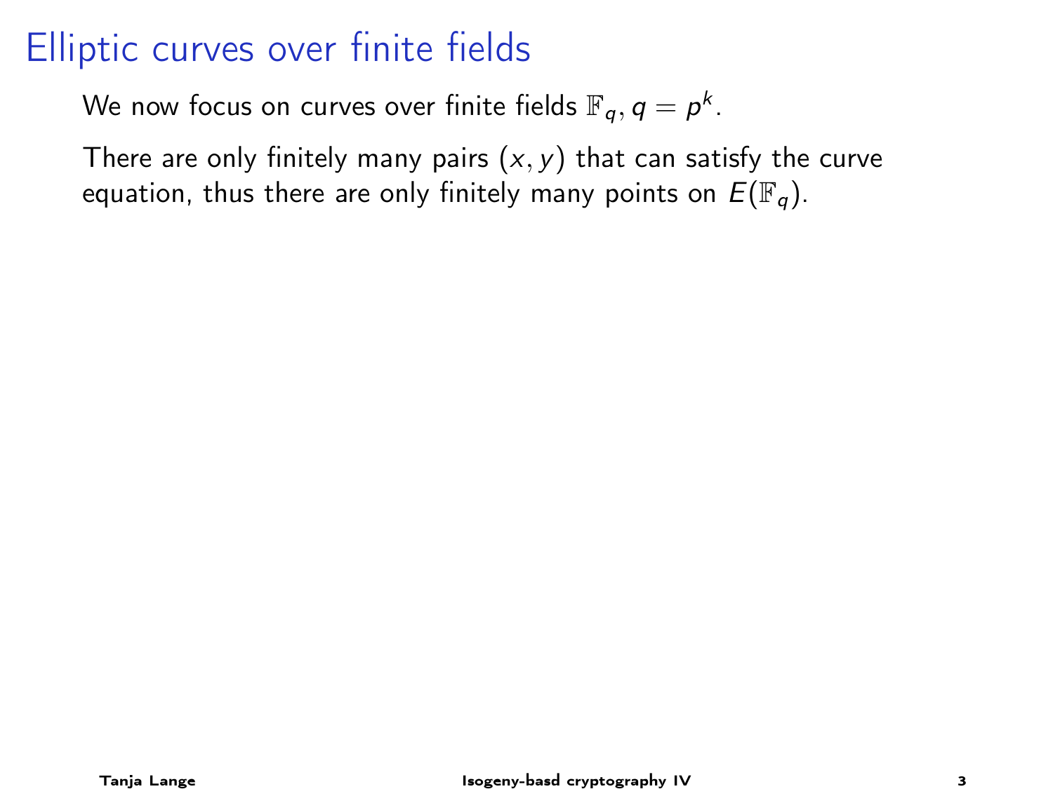# Elliptic curves over finite fields

We now focus on curves over finite fields $\mathbb{F}_q, q = p^k$.

There are only finitely many pairs $(x, y)$ that can satisfy the curve equation, thus there are only finitely many points on $E(\mathbb{F}_q)$.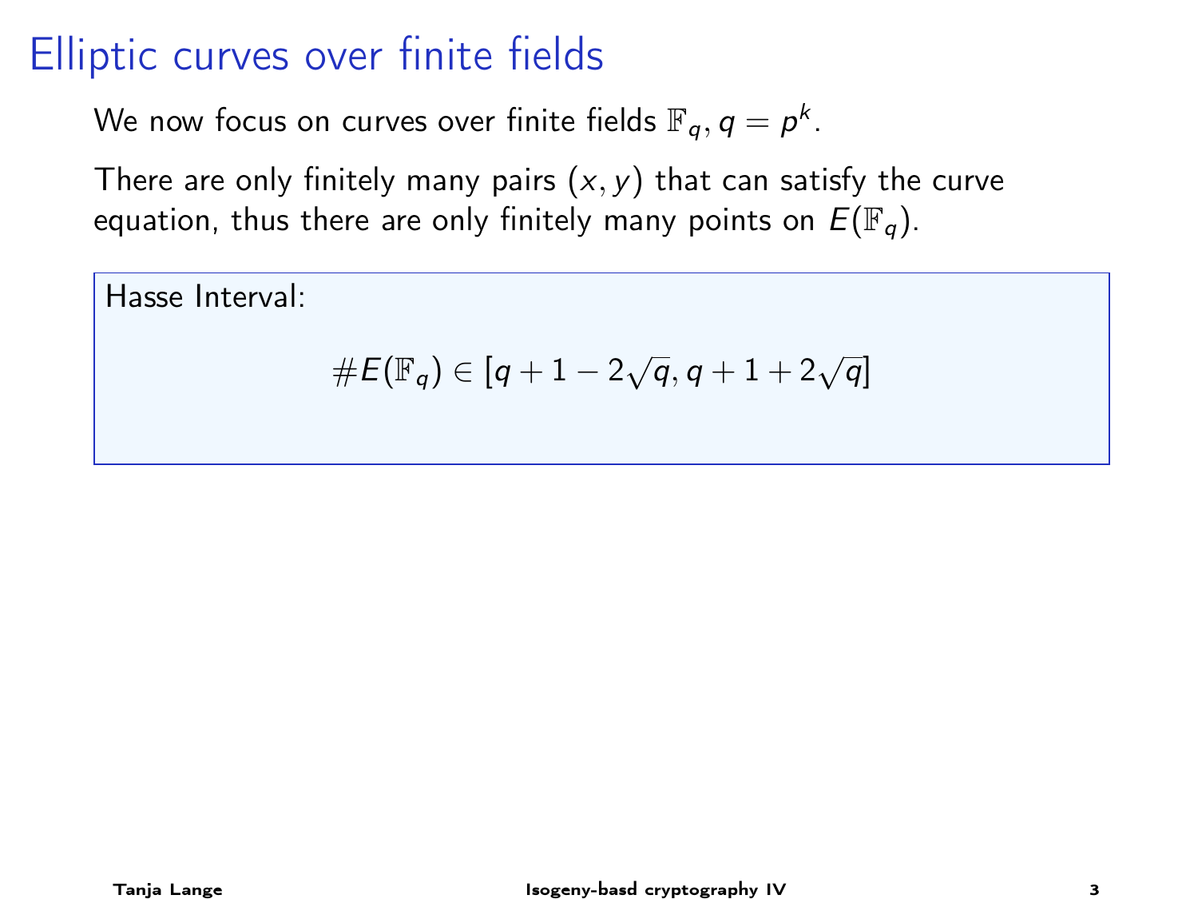# Elliptic curves over finite fields

We now focus on curves over finite fields $\mathbb{F}_q, q = p^k$.

There are only finitely many pairs $(x, y)$ that can satisfy the curve equation, thus there are only finitely many points on $E(\mathbb{F}_q)$.

Hasse Interval:

$$\#E(\mathbb{F}_q) \in [q + 1 - 2\sqrt{q}, q + 1 + 2\sqrt{q}]$$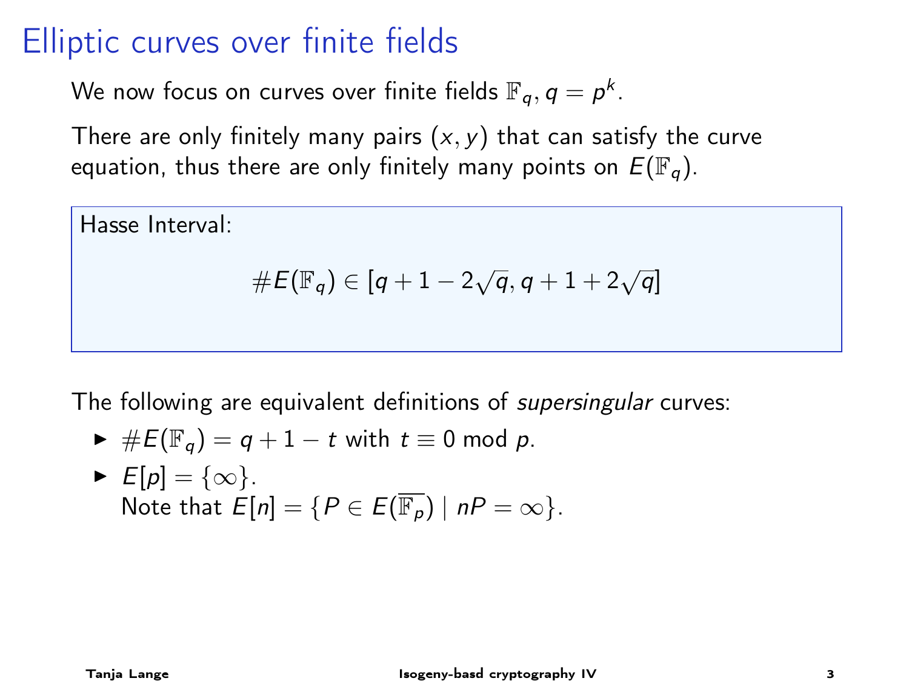# Elliptic curves over finite fields

We now focus on curves over finite fields $\mathbb{F}_q, q = p^k$.

There are only finitely many pairs $(x, y)$ that can satisfy the curve equation, thus there are only finitely many points on $E(\mathbb{F}_q)$.

> Hasse Interval:
>
> $$\#E(\mathbb{F}_q) \in [q + 1 - 2\sqrt{q}, q + 1 + 2\sqrt{q}]$$

The following are equivalent definitions of *supersingular* curves:

- $\#E(\mathbb{F}_q) = q + 1 - t$ with $t \equiv 0 \bmod p$.
- $E[p] = \{\infty\}$.
  Note that $E[n] = \{P \in E(\overline{\mathbb{F}_p}) \mid nP = \infty\}$.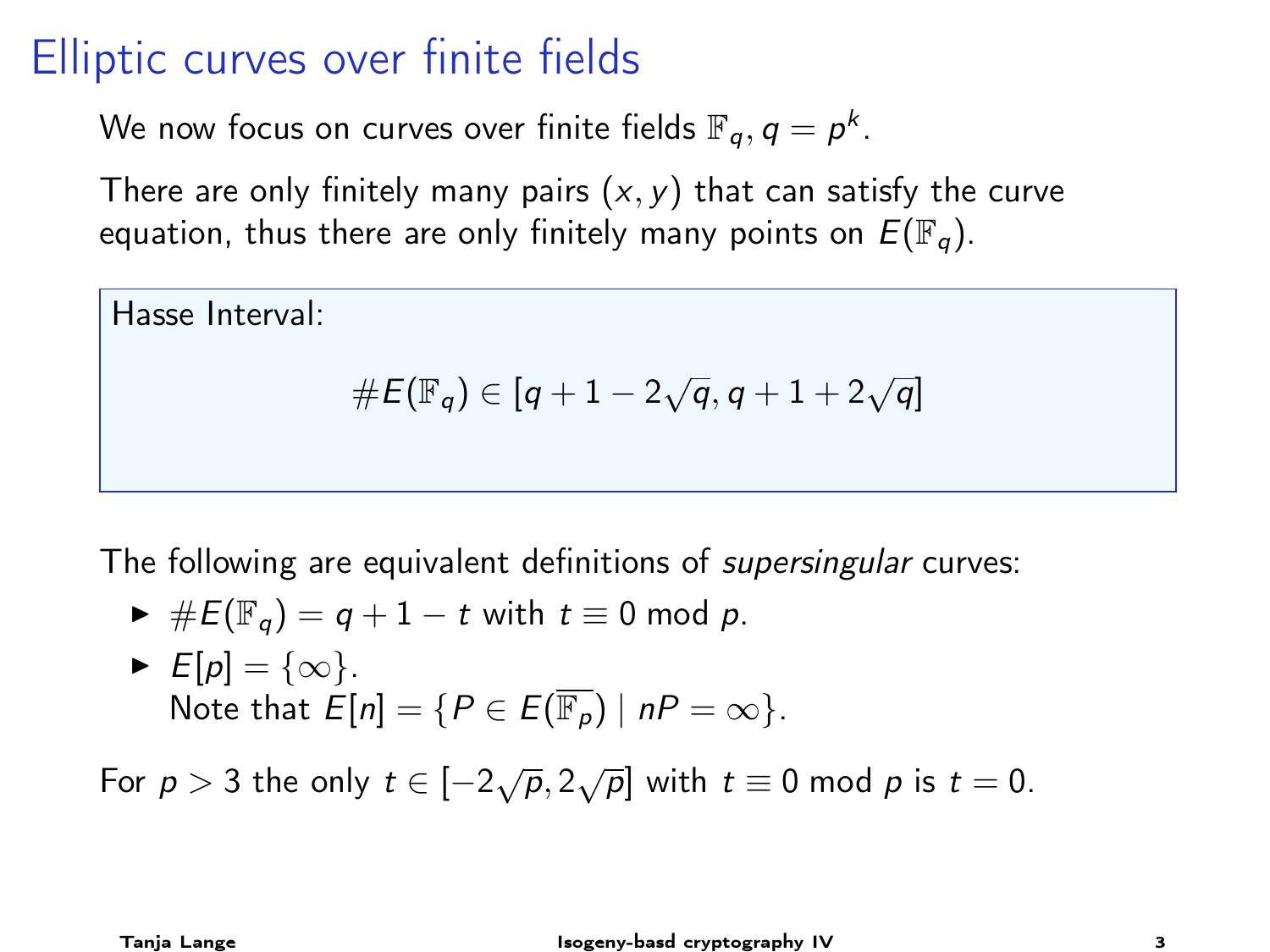# Elliptic curves over finite fields

We now focus on curves over finite fields $\mathbb{F}_q, q = p^k$.

There are only finitely many pairs $(x, y)$ that can satisfy the curve equation, thus there are only finitely many points on $E(\mathbb{F}_q)$.

Hasse Interval:

$$\#E(\mathbb{F}_q) \in [q + 1 - 2\sqrt{q}, q + 1 + 2\sqrt{q}]$$

The following are equivalent definitions of *supersingular* curves:

- $\#E(\mathbb{F}_q) = q + 1 - t$ with $t \equiv 0 \bmod p$.
- $E[p] = \{\infty\}$.
  Note that $E[n] = \{P \in E(\overline{\mathbb{F}_p}) \mid nP = \infty\}$.

For $p > 3$ the only $t \in [-2\sqrt{p}, 2\sqrt{p}]$ with $t \equiv 0 \bmod p$ is $t = 0$.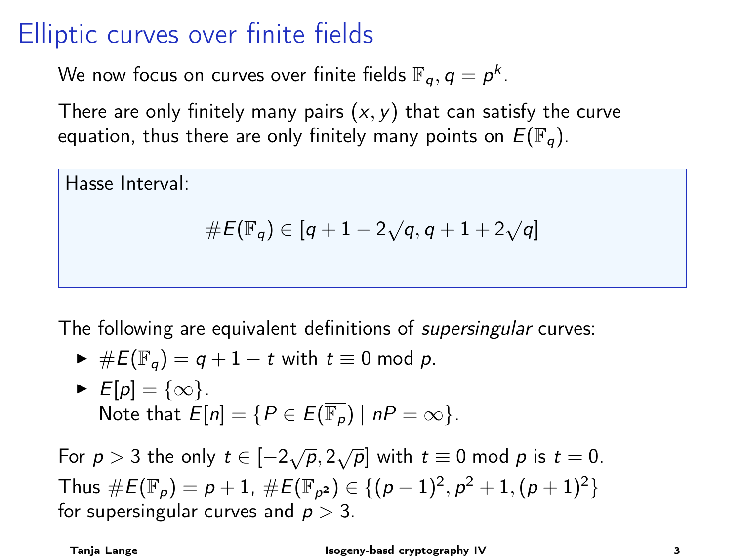# Elliptic curves over finite fields

We now focus on curves over finite fields $\mathbb{F}_q, q = p^k$.

There are only finitely many pairs $(x, y)$ that can satisfy the curve equation, thus there are only finitely many points on $E(\mathbb{F}_q)$.

Hasse Interval:

$$\#E(\mathbb{F}_q) \in [q + 1 - 2\sqrt{q}, q + 1 + 2\sqrt{q}]$$

The following are equivalent definitions of *supersingular* curves:

- $\#E(\mathbb{F}_q) = q + 1 - t$ with $t \equiv 0 \bmod p$.
- $E[p] = \{\infty\}$.
  Note that $E[n] = \{P \in E(\overline{\mathbb{F}_p}) \mid nP = \infty\}$.

For $p > 3$ the only $t \in [-2\sqrt{p}, 2\sqrt{p}]$ with $t \equiv 0 \bmod p$ is $t = 0$.
Thus $\#E(\mathbb{F}_p) = p + 1$, $\#E(\mathbb{F}_{p^2}) \in \{(p-1)^2, p^2 + 1, (p+1)^2\}$ for supersingular curves and $p > 3$.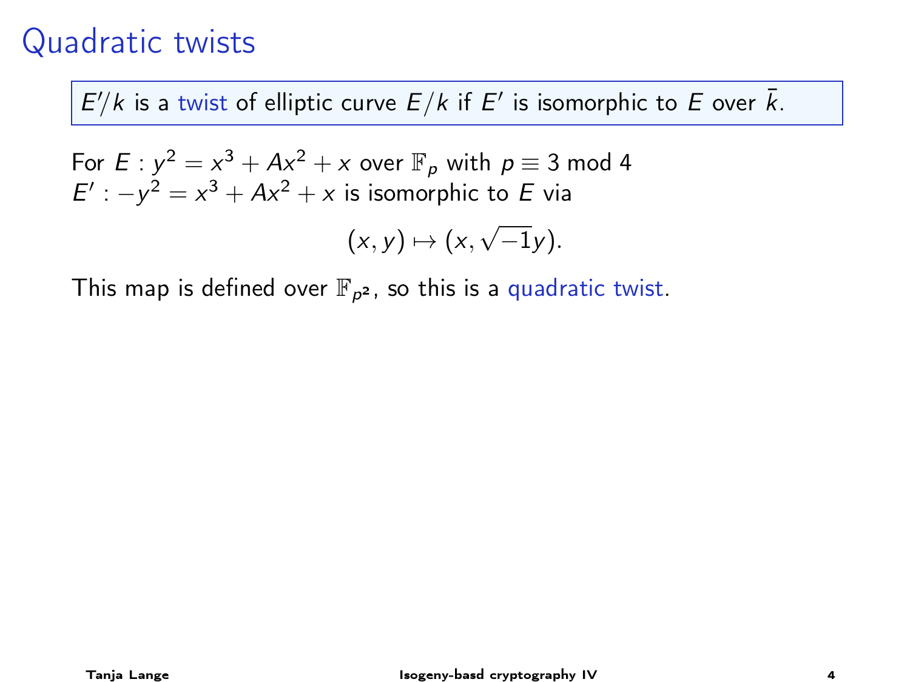# Quadratic twists

$E'/k$ is a twist of elliptic curve $E/k$ if $E'$ is isomorphic to $E$ over $\bar{k}$.

For $E : y^2 = x^3 + Ax^2 + x$ over $\mathbb{F}_p$ with $p \equiv 3 \bmod 4$
$E' : -y^2 = x^3 + Ax^2 + x$ is isomorphic to $E$ via

$$(x, y) \mapsto (x, \sqrt{-1}y).$$

This map is defined over $\mathbb{F}_{p^2}$, so this is a quadratic twist.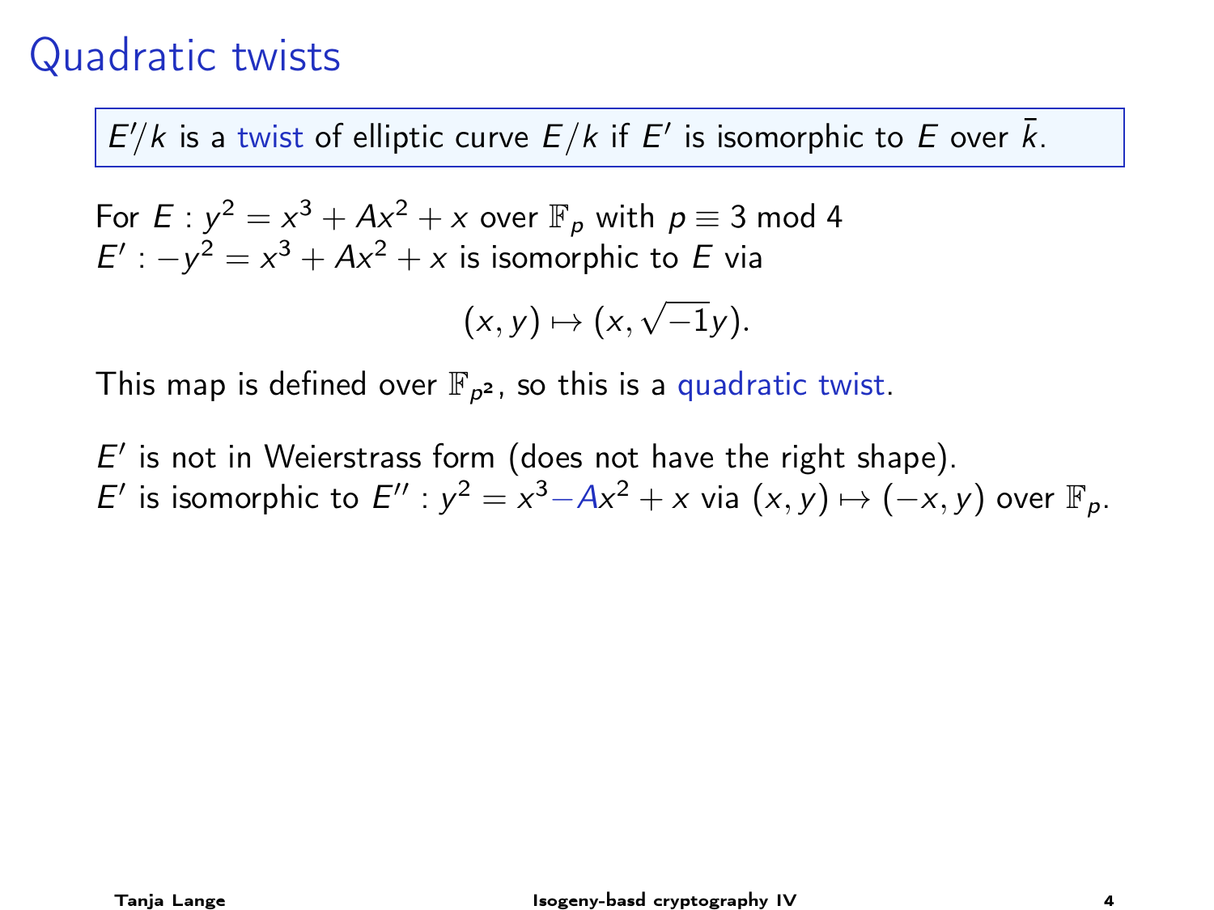# Quadratic twists

$E'/k$ is a twist of elliptic curve $E/k$ if $E'$ is isomorphic to $E$ over $\bar{k}$.

For $E: y^2 = x^3 + Ax^2 + x$ over $\mathbb{F}_p$ with $p \equiv 3 \bmod 4$
$E': -y^2 = x^3 + Ax^2 + x$ is isomorphic to $E$ via

$$(x, y) \mapsto (x, \sqrt{-1}y).$$

This map is defined over $\mathbb{F}_{p^2}$, so this is a quadratic twist.

$E'$ is not in Weierstrass form (does not have the right shape).
$E'$ is isomorphic to $E'': y^2 = x^3 - Ax^2 + x$ via $(x, y) \mapsto (-x, y)$ over $\mathbb{F}_p$.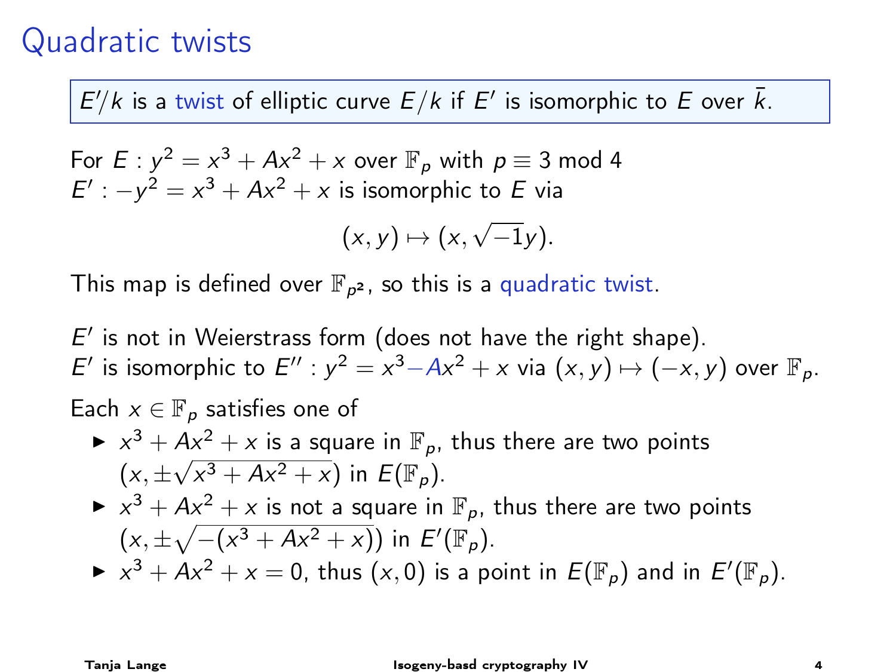# Quadratic twists

$E'/k$ is a twist of elliptic curve $E/k$ if $E'$ is isomorphic to $E$ over $\bar{k}$.

For $E : y^2 = x^3 + Ax^2 + x$ over $\mathbb{F}_p$ with $p \equiv 3 \bmod 4$
$E' : -y^2 = x^3 + Ax^2 + x$ is isomorphic to $E$ via

$$(x, y) \mapsto (x, \sqrt{-1}y).$$

This map is defined over $\mathbb{F}_{p^2}$, so this is a quadratic twist.

$E'$ is not in Weierstrass form (does not have the right shape).
$E'$ is isomorphic to $E'' : y^2 = x^3 - Ax^2 + x$ via $(x, y) \mapsto (-x, y)$ over $\mathbb{F}_p$.

Each $x \in \mathbb{F}_p$ satisfies one of

- $x^3 + Ax^2 + x$ is a square in $\mathbb{F}_p$, thus there are two points $(x, \pm\sqrt{x^3 + Ax^2 + x})$ in $E(\mathbb{F}_p)$.
- $x^3 + Ax^2 + x$ is not a square in $\mathbb{F}_p$, thus there are two points $(x, \pm\sqrt{-(x^3 + Ax^2 + x)})$ in $E'(\mathbb{F}_p)$.
- $x^3 + Ax^2 + x = 0$, thus $(x, 0)$ is a point in $E(\mathbb{F}_p)$ and in $E'(\mathbb{F}_p)$.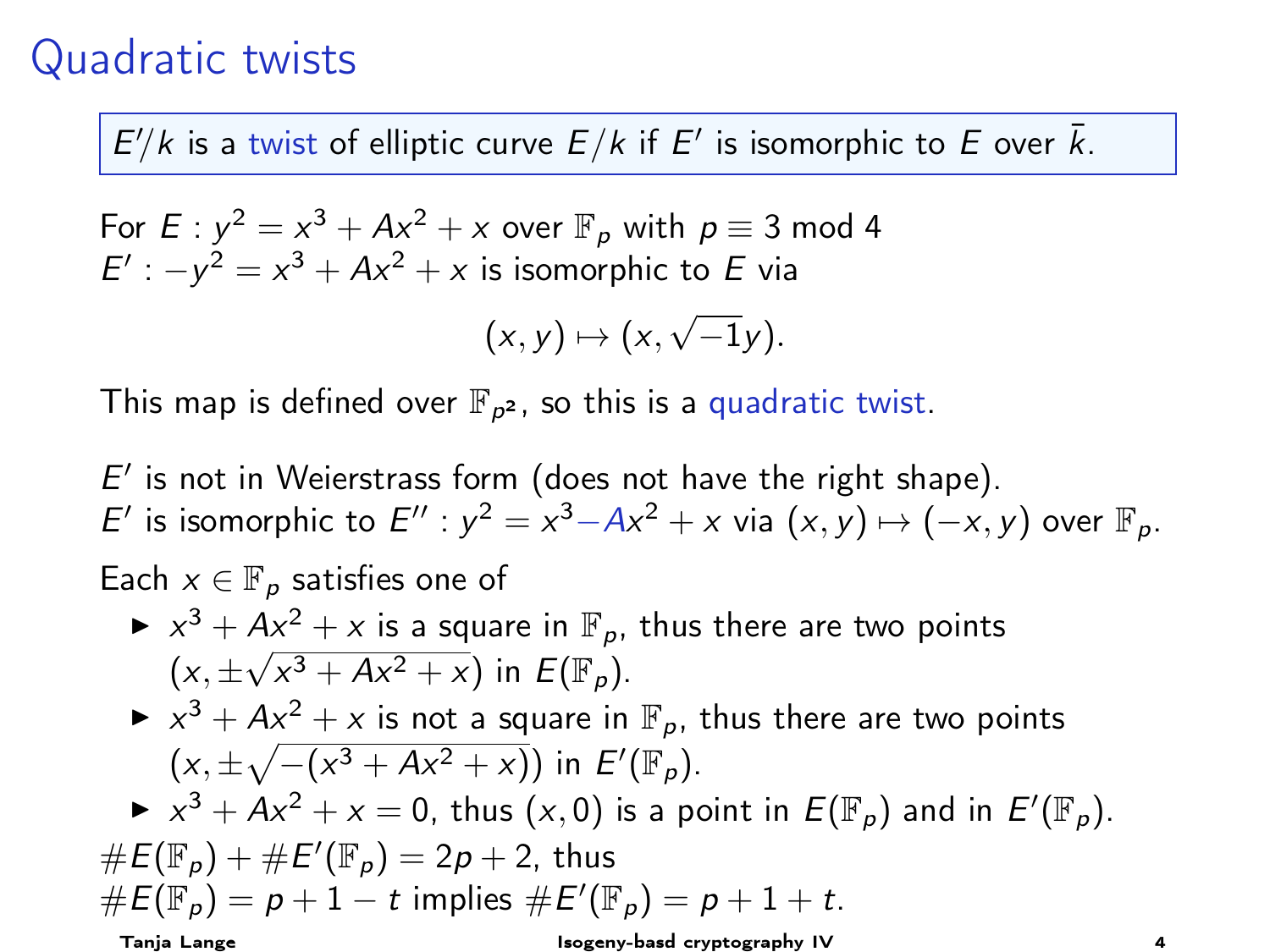# Quadratic twists

$E'/k$ is a twist of elliptic curve $E/k$ if $E'$ is isomorphic to $E$ over $\bar{k}$.

For $E : y^2 = x^3 + Ax^2 + x$ over $\mathbb{F}_p$ with $p \equiv 3 \bmod 4$
$E' : -y^2 = x^3 + Ax^2 + x$ is isomorphic to $E$ via

$$(x, y) \mapsto (x, \sqrt{-1}y).$$

This map is defined over $\mathbb{F}_{p^2}$, so this is a quadratic twist.

$E'$ is not in Weierstrass form (does not have the right shape).
$E'$ is isomorphic to $E'' : y^2 = x^3 - Ax^2 + x$ via $(x, y) \mapsto (-x, y)$ over $\mathbb{F}_p$.

Each $x \in \mathbb{F}_p$ satisfies one of

- $x^3 + Ax^2 + x$ is a square in $\mathbb{F}_p$, thus there are two points $(x, \pm\sqrt{x^3 + Ax^2 + x})$ in $E(\mathbb{F}_p)$.
- $x^3 + Ax^2 + x$ is not a square in $\mathbb{F}_p$, thus there are two points $(x, \pm\sqrt{-(x^3 + Ax^2 + x)})$ in $E'(\mathbb{F}_p)$.
- $x^3 + Ax^2 + x = 0$, thus $(x, 0)$ is a point in $E(\mathbb{F}_p)$ and in $E'(\mathbb{F}_p)$.

$\#E(\mathbb{F}_p) + \#E'(\mathbb{F}_p) = 2p + 2$, thus
$\#E(\mathbb{F}_p) = p + 1 - t$ implies $\#E'(\mathbb{F}_p) = p + 1 + t$.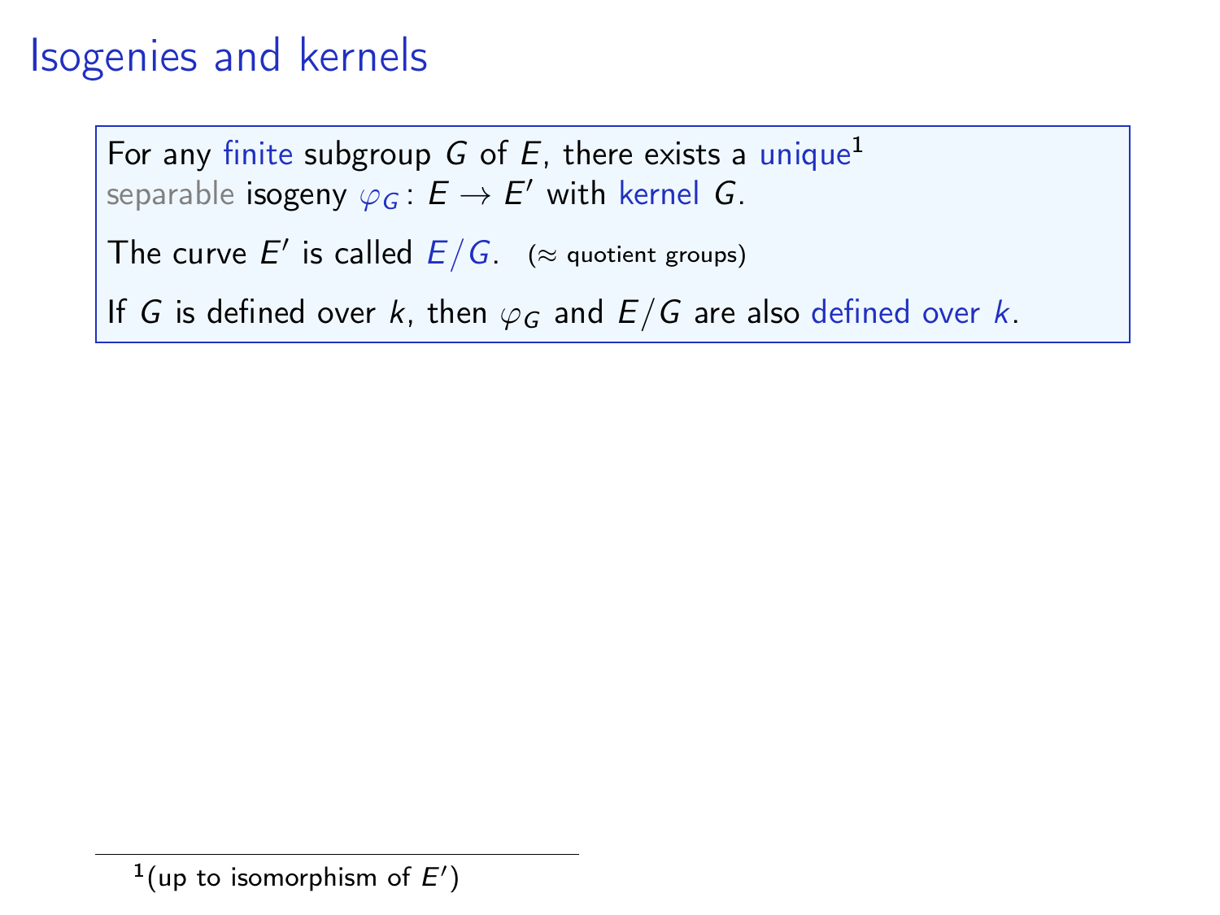# Isogenies and kernels

For any finite subgroup $G$ of $E$, there exists a unique[1] separable isogeny $\varphi_G \colon E \to E'$ with kernel $G$.

The curve $E'$ is called $E/G$. ($\approx$ quotient groups)

If $G$ is defined over $k$, then $\varphi_G$ and $E/G$ are also defined over $k$.

---

[1] (up to isomorphism of $E'$)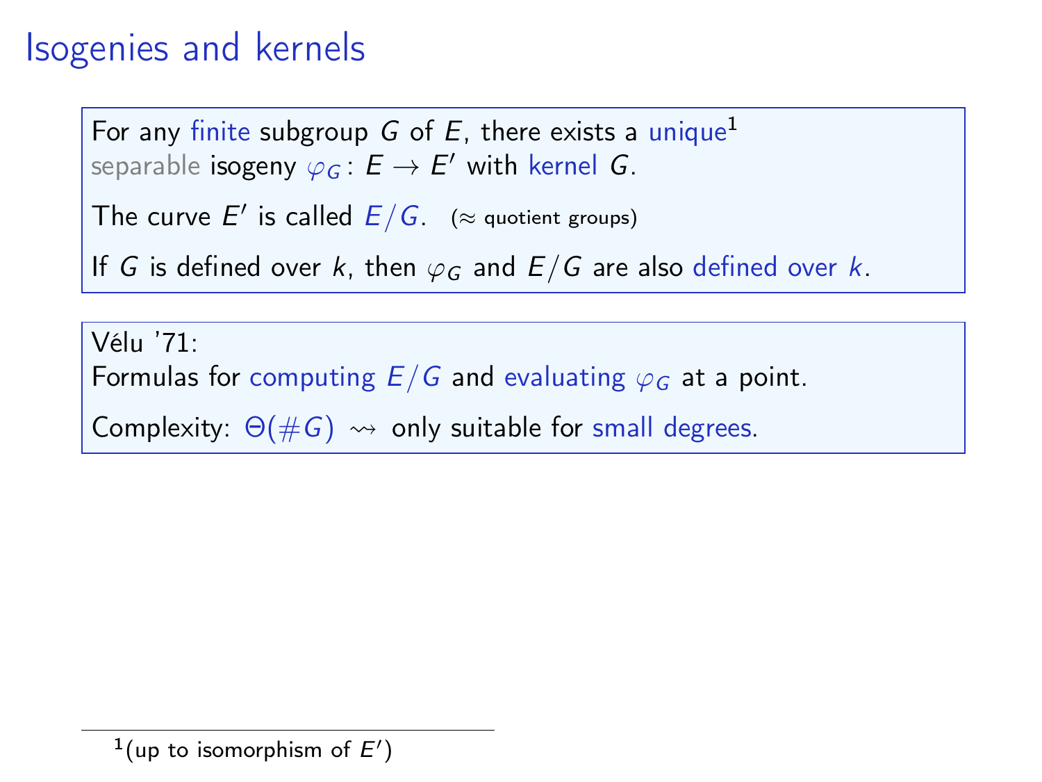# Isogenies and kernels

For any finite subgroup $G$ of $E$, there exists a unique[1] separable isogeny $\varphi_G \colon E \to E'$ with kernel $G$.

The curve $E'$ is called $E/G$. ($\approx$ quotient groups)

If $G$ is defined over $k$, then $\varphi_G$ and $E/G$ are also defined over $k$.

Vélu '71:
Formulas for computing $E/G$ and evaluating $\varphi_G$ at a point.

Complexity: $\Theta(\#G)$ $\rightsquigarrow$ only suitable for small degrees.

[1] (up to isomorphism of $E'$)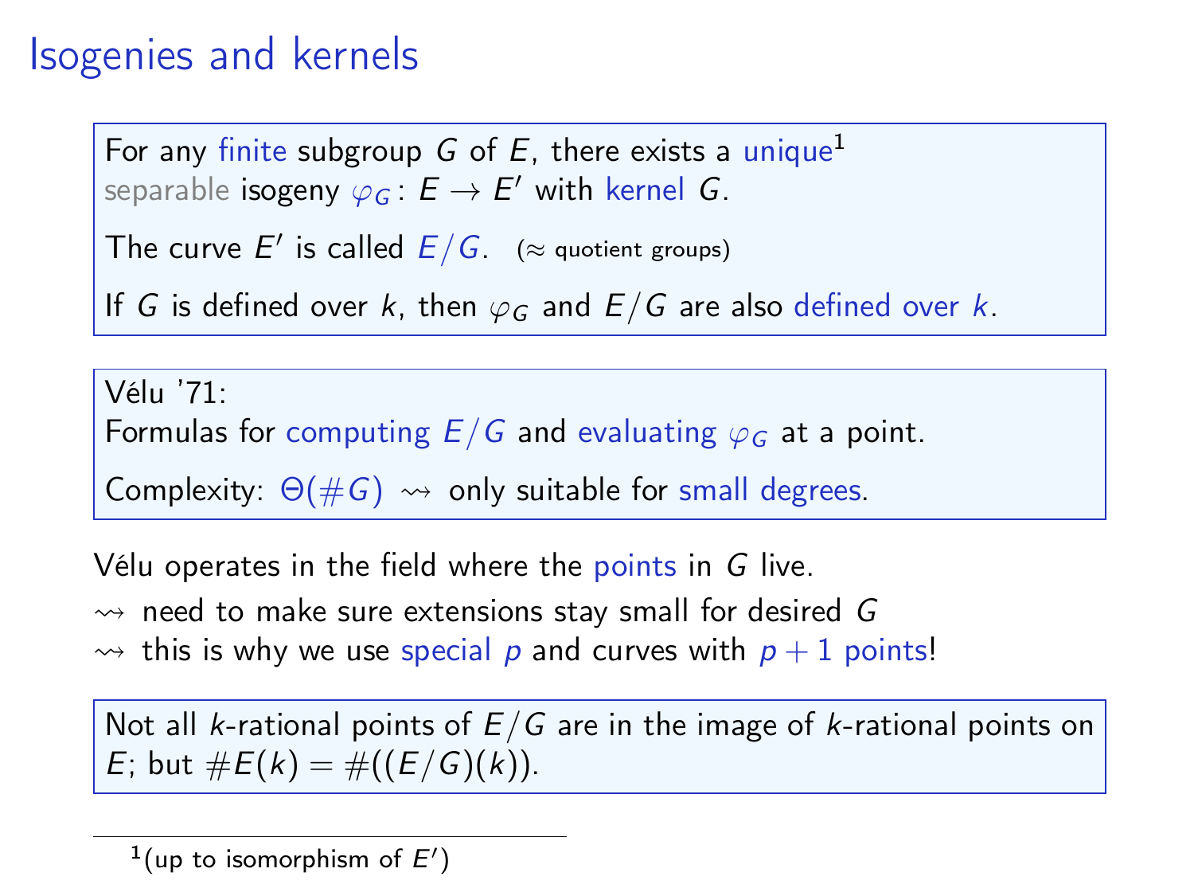# Isogenies and kernels

For any finite subgroup $G$ of $E$, there exists a unique[1] separable isogeny $\varphi_G \colon E \to E'$ with kernel $G$.

The curve $E'$ is called $E/G$. ($\approx$ quotient groups)

If $G$ is defined over $k$, then $\varphi_G$ and $E/G$ are also defined over $k$.

Vélu '71:
Formulas for computing $E/G$ and evaluating $\varphi_G$ at a point.

Complexity: $\Theta(\#G)$ $\rightsquigarrow$ only suitable for small degrees.

Vélu operates in the field where the points in $G$ live.

$\rightsquigarrow$ need to make sure extensions stay small for desired $G$

$\rightsquigarrow$ this is why we use special $p$ and curves with $p+1$ points!

Not all $k$-rational points of $E/G$ are in the image of $k$-rational points on $E$; but $\#E(k) = \#((E/G)(k))$.

[1](up to isomorphism of $E'$)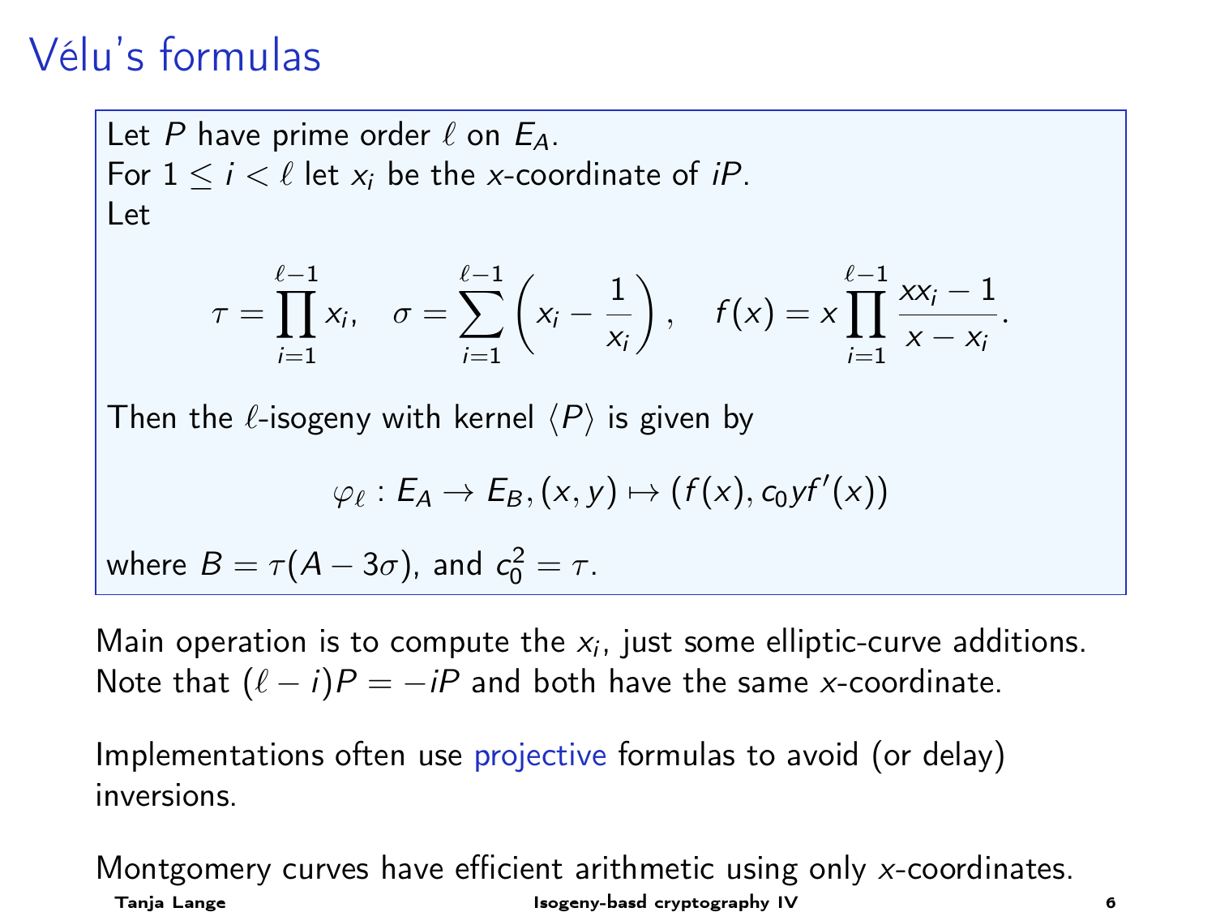# Vélu's formulas

Let $P$ have prime order $\ell$ on $E_A$.
For $1 \leq i < \ell$ let $x_i$ be the $x$-coordinate of $iP$.
Let

$$\tau = \prod_{i=1}^{\ell-1} x_i, \quad \sigma = \sum_{i=1}^{\ell-1} \left( x_i - \frac{1}{x_i} \right), \quad f(x) = x \prod_{i=1}^{\ell-1} \frac{x x_i - 1}{x - x_i}.$$

Then the $\ell$-isogeny with kernel $\langle P \rangle$ is given by

$$\varphi_\ell : E_A \to E_B, (x, y) \mapsto (f(x), c_0 y f'(x))$$

where $B = \tau(A - 3\sigma)$, and $c_0^2 = \tau$.

Main operation is to compute the $x_i$, just some elliptic-curve additions.
Note that $(\ell - i)P = -iP$ and both have the same $x$-coordinate.

Implementations often use projective formulas to avoid (or delay) inversions.

Montgomery curves have efficient arithmetic using only $x$-coordinates.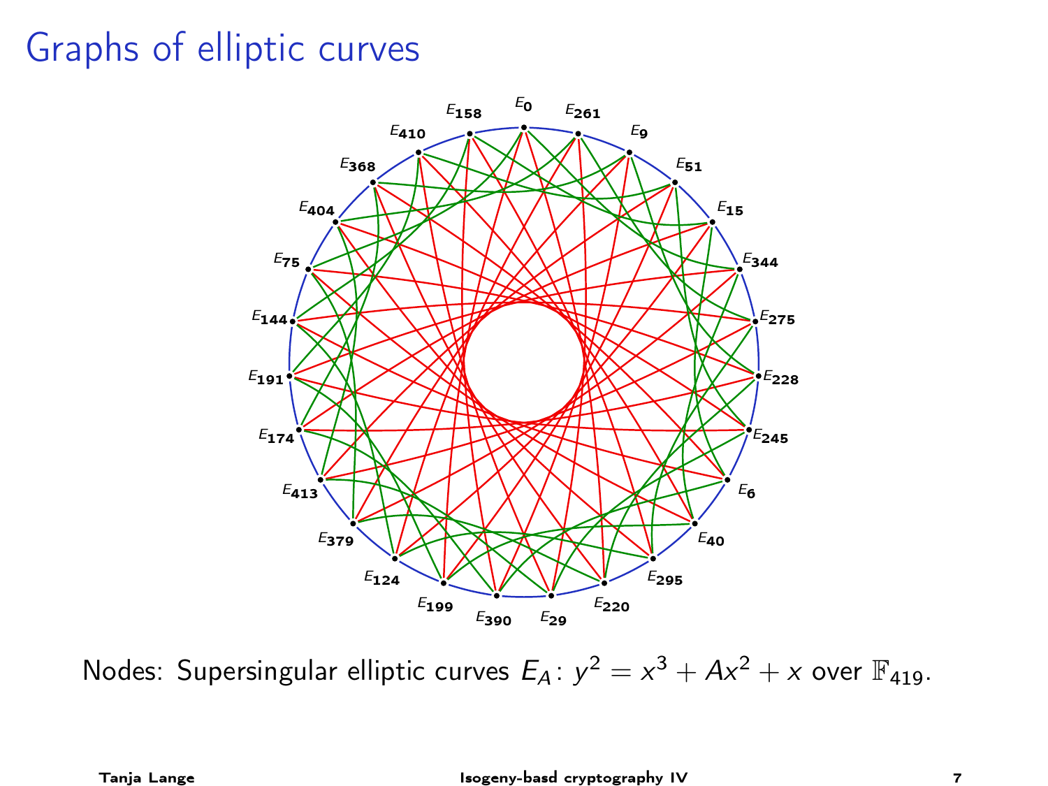# Graphs of elliptic curves

Nodes: Supersingular elliptic curves $E_A\colon y^2 = x^3 + Ax^2 + x$ over $\mathbb{F}_{419}$.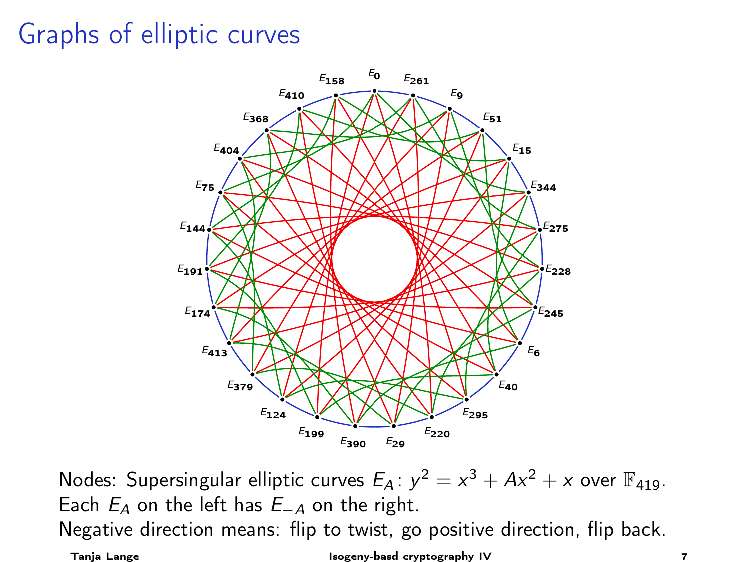# Graphs of elliptic curves

$E_0$, $E_{261}$, $E_9$, $E_{51}$, $E_{15}$, $E_{344}$, $E_{275}$, $E_{228}$, $E_{245}$, $E_6$, $E_{40}$, $E_{295}$, $E_{220}$, $E_{29}$, $E_{390}$, $E_{199}$, $E_{124}$, $E_{379}$, $E_{413}$, $E_{174}$, $E_{191}$, $E_{144}$, $E_{75}$, $E_{404}$, $E_{368}$, $E_{410}$, $E_{158}$

Nodes: Supersingular elliptic curves $E_A\colon y^2 = x^3 + Ax^2 + x$ over $\mathbb{F}_{419}$.
Each $E_A$ on the left has $E_{-A}$ on the right.
Negative direction means: flip to twist, go positive direction, flip back.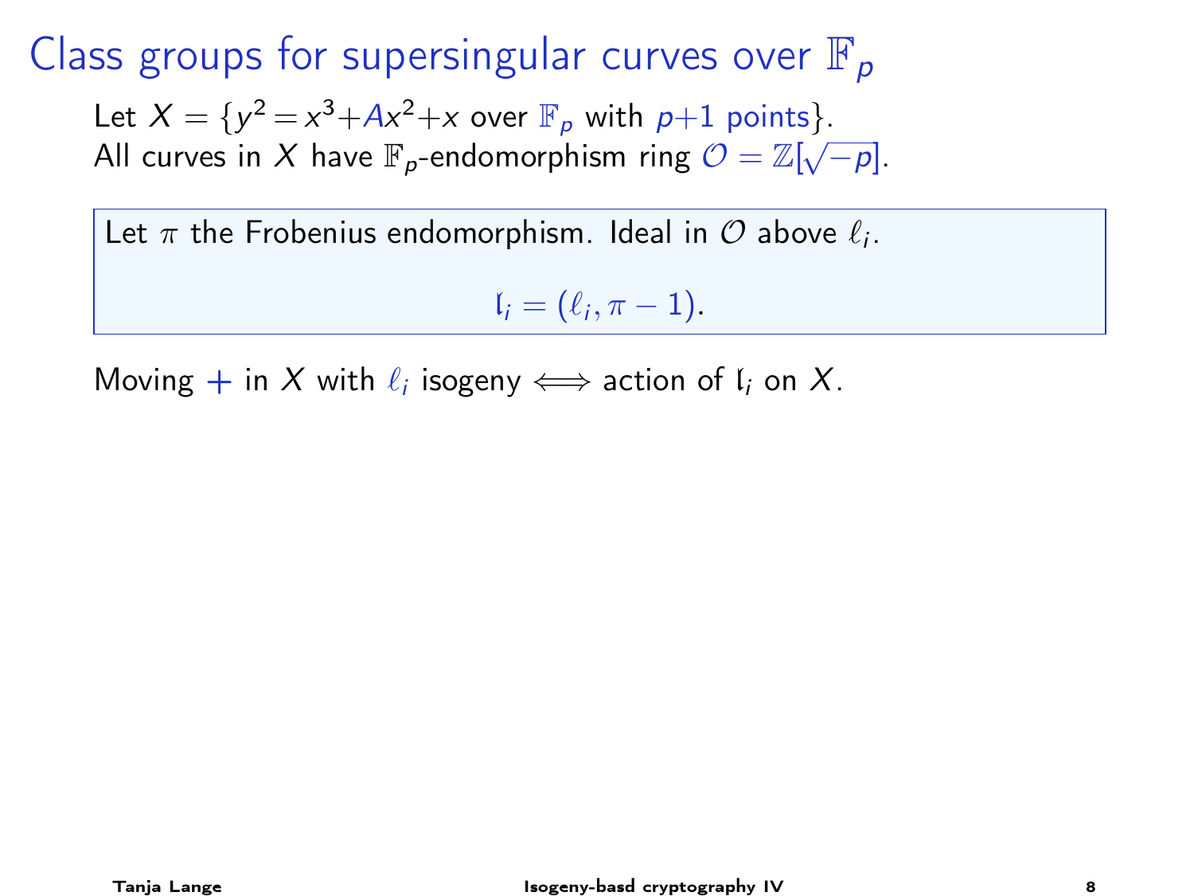# Class groups for supersingular curves over $\mathbb{F}_p$

Let $X = \{y^2 = x^3 + Ax^2 + x$ over $\mathbb{F}_p$ with $p+1$ points$\}$.
All curves in $X$ have $\mathbb{F}_p$-endomorphism ring $\mathcal{O} = \mathbb{Z}[\sqrt{-p}]$.

Let $\pi$ the Frobenius endomorphism. Ideal in $\mathcal{O}$ above $\ell_i$.

$$\mathfrak{l}_i = (\ell_i, \pi - 1).$$

Moving $+$ in $X$ with $\ell_i$ isogeny $\iff$ action of $\mathfrak{l}_i$ on $X$.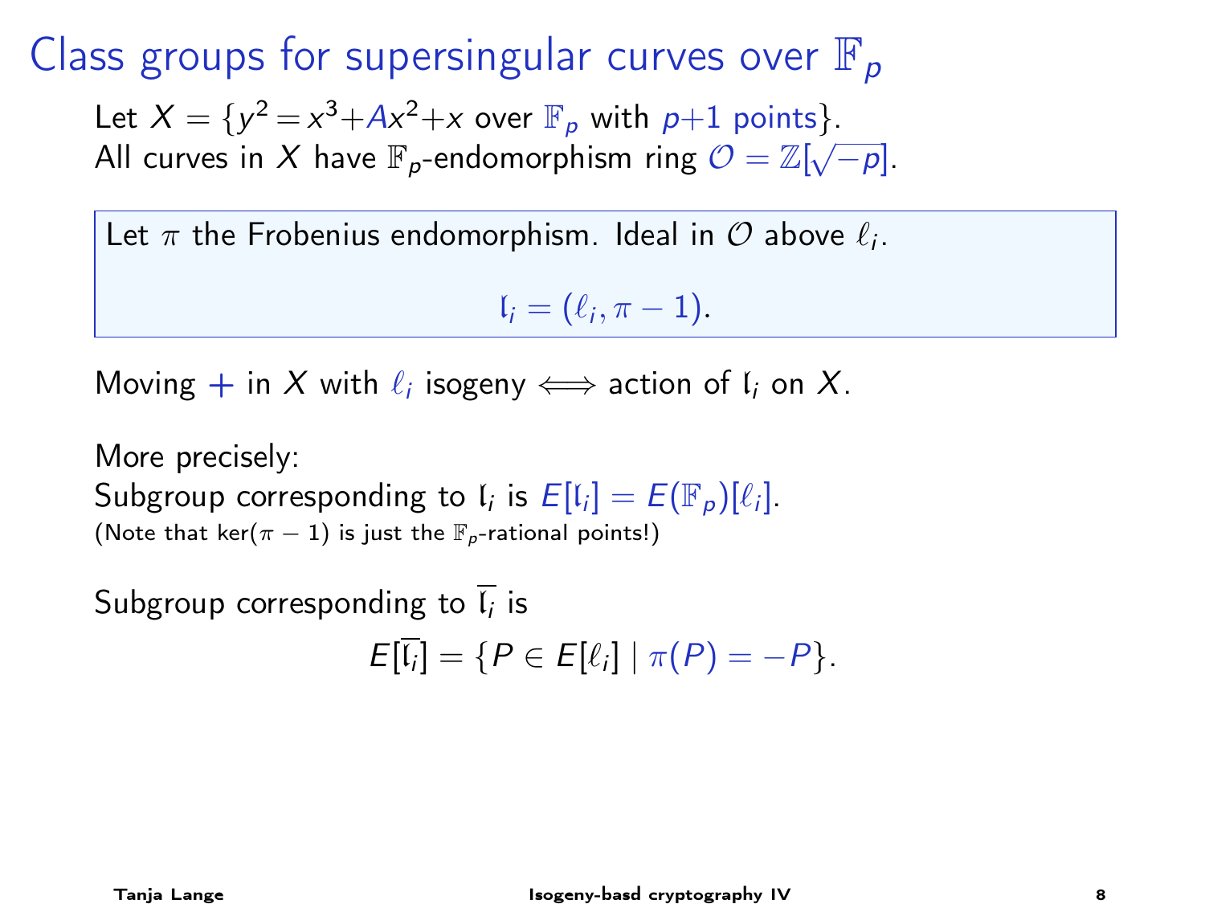# Class groups for supersingular curves over $\mathbb{F}_p$

Let $X = \{y^2 = x^3 + Ax^2 + x$ over $\mathbb{F}_p$ with $p+1$ points$\}$.
All curves in $X$ have $\mathbb{F}_p$-endomorphism ring $\mathcal{O} = \mathbb{Z}[\sqrt{-p}]$.

> Let $\pi$ the Frobenius endomorphism. Ideal in $\mathcal{O}$ above $\ell_i$.
>
> $$\mathfrak{l}_i = (\ell_i, \pi - 1).$$

Moving $+$ in $X$ with $\ell_i$ isogeny $\iff$ action of $\mathfrak{l}_i$ on $X$.

More precisely:
Subgroup corresponding to $\mathfrak{l}_i$ is $E[\mathfrak{l}_i] = E(\mathbb{F}_p)[\ell_i]$.
(Note that $\ker(\pi - 1)$ is just the $\mathbb{F}_p$-rational points!)

Subgroup corresponding to $\overline{\mathfrak{l}_i}$ is

$$E[\overline{\mathfrak{l}_i}] = \{P \in E[\ell_i] \mid \pi(P) = -P\}.$$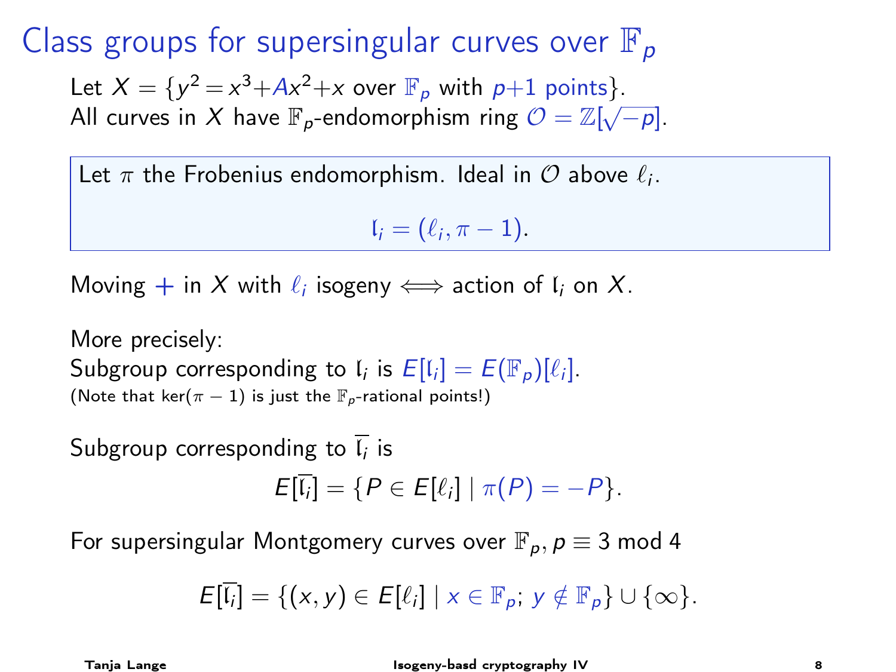# Class groups for supersingular curves over $\mathbb{F}_p$

Let $X = \{y^2 = x^3 + Ax^2 + x$ over $\mathbb{F}_p$ with $p+1$ points$\}$.
All curves in $X$ have $\mathbb{F}_p$-endomorphism ring $\mathcal{O} = \mathbb{Z}[\sqrt{-p}]$.

Let $\pi$ the Frobenius endomorphism. Ideal in $\mathcal{O}$ above $\ell_i$.

$$\mathfrak{l}_i = (\ell_i, \pi - 1).$$

Moving $+$ in $X$ with $\ell_i$ isogeny $\Longleftrightarrow$ action of $\mathfrak{l}_i$ on $X$.

More precisely:
Subgroup corresponding to $\mathfrak{l}_i$ is $E[\mathfrak{l}_i] = E(\mathbb{F}_p)[\ell_i]$.
(Note that $\ker(\pi - 1)$ is just the $\mathbb{F}_p$-rational points!)

Subgroup corresponding to $\overline{\mathfrak{l}_i}$ is

$$E[\overline{\mathfrak{l}_i}] = \{P \in E[\ell_i] \mid \pi(P) = -P\}.$$

For supersingular Montgomery curves over $\mathbb{F}_p, p \equiv 3 \bmod 4$

$$E[\overline{\mathfrak{l}_i}] = \{(x, y) \in E[\ell_i] \mid x \in \mathbb{F}_p;\ y \notin \mathbb{F}_p\} \cup \{\infty\}.$$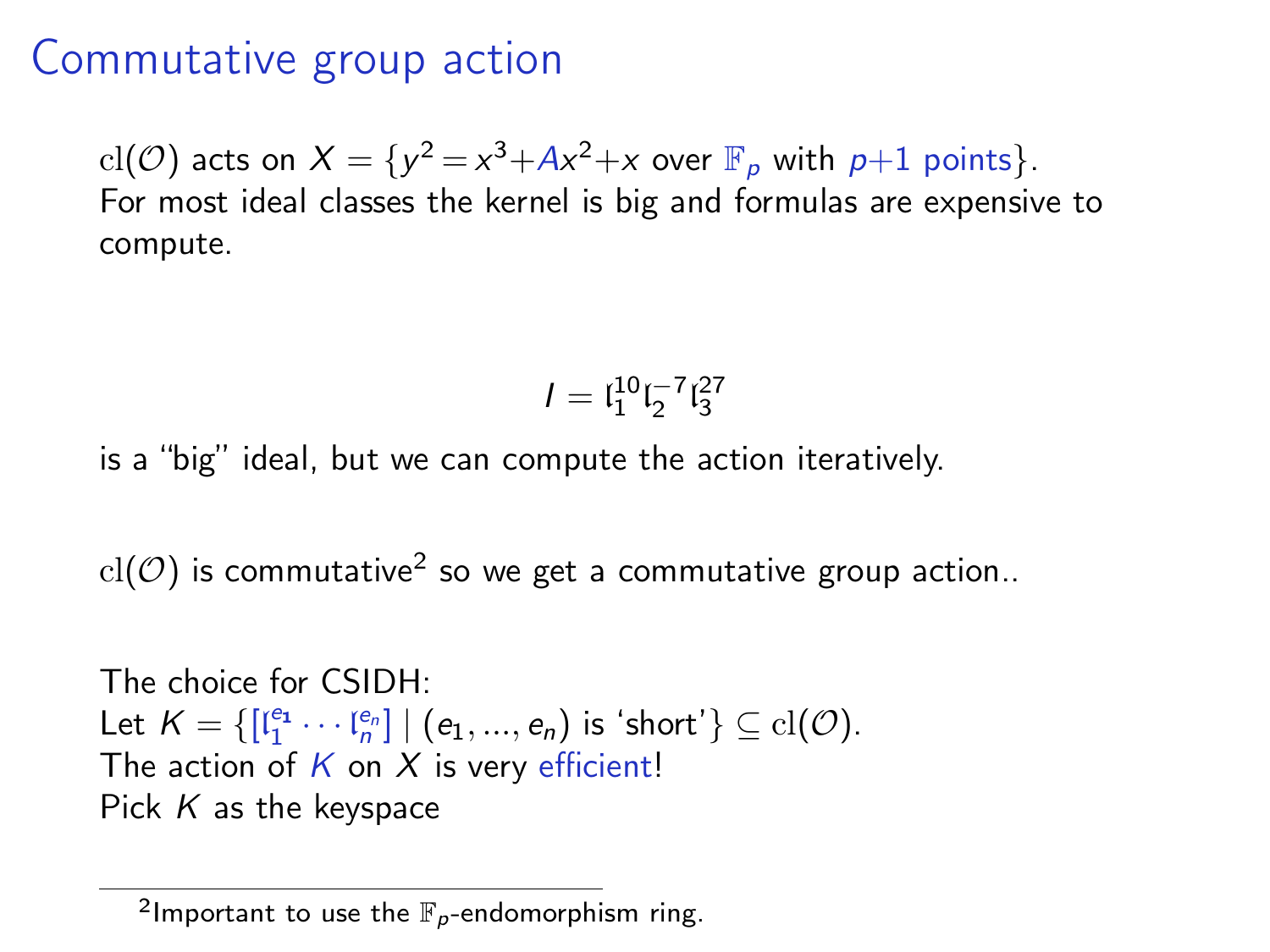# Commutative group action

$\mathrm{cl}(\mathcal{O})$ acts on $X = \{y^2 = x^3 + Ax^2 + x$ over $\mathbb{F}_p$ with $p+1$ points$\}$.
For most ideal classes the kernel is big and formulas are expensive to compute.

$$I = \mathfrak{l}_1^{10}\mathfrak{l}_2^{-7}\mathfrak{l}_3^{27}$$

is a "big" ideal, but we can compute the action iteratively.

$\mathrm{cl}(\mathcal{O})$ is commutative[2] so we get a commutative group action..

The choice for CSIDH:
Let $K = \{[\mathfrak{l}_1^{e_1} \cdots \mathfrak{l}_n^{e_n}] \mid (e_1, \ldots, e_n)$ is 'short'$\} \subseteq \mathrm{cl}(\mathcal{O})$.
The action of $K$ on $X$ is very efficient!
Pick $K$ as the keyspace

[2] Important to use the $\mathbb{F}_p$-endomorphism ring.